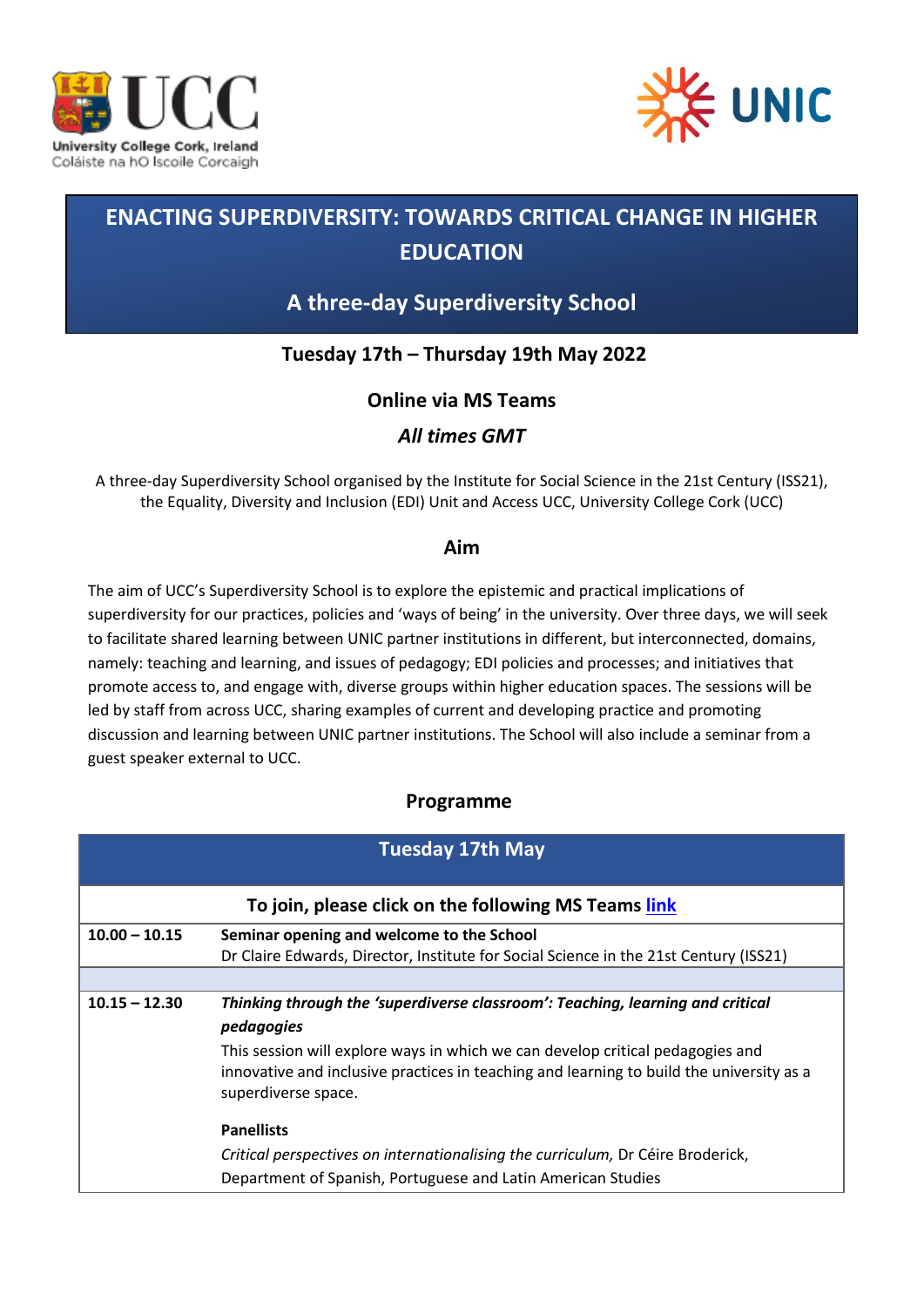# ENACTING SUPERDIVERSITY: TOWARDS CRITICAL CHANGE IN HIGHER EDUCATION

## A three-day Superdiversity School

### Tuesday 17th – Thursday 19th May 2022

### Online via MS Teams

### *All times GMT*

A three-day Superdiversity School organised by the Institute for Social Science in the 21st Century (ISS21), the Equality, Diversity and Inclusion (EDI) Unit and Access UCC, University College Cork (UCC)

## Aim

The aim of UCC's Superdiversity School is to explore the epistemic and practical implications of superdiversity for our practices, policies and 'ways of being' in the university. Over three days, we will seek to facilitate shared learning between UNIC partner institutions in different, but interconnected, domains, namely: teaching and learning, and issues of pedagogy; EDI policies and processes; and initiatives that promote access to, and engage with, diverse groups within higher education spaces. The sessions will be led by staff from across UCC, sharing examples of current and developing practice and promoting discussion and learning between UNIC partner institutions. The School will also include a seminar from a guest speaker external to UCC.

## Programme

| Tuesday 17th May | |
|---|---|
| **To join, please click on the following MS Teams link** | |
| **10.00 – 10.15** | **Seminar opening and welcome to the School**<br>Dr Claire Edwards, Director, Institute for Social Science in the 21st Century (ISS21) |
| | |
| **10.15 – 12.30** | ***Thinking through the 'superdiverse classroom': Teaching, learning and critical pedagogies***<br>This session will explore ways in which we can develop critical pedagogies and innovative and inclusive practices in teaching and learning to build the university as a superdiverse space.<br><br>**Panellists**<br>*Critical perspectives on internationalising the curriculum,* Dr Céire Broderick, Department of Spanish, Portuguese and Latin American Studies |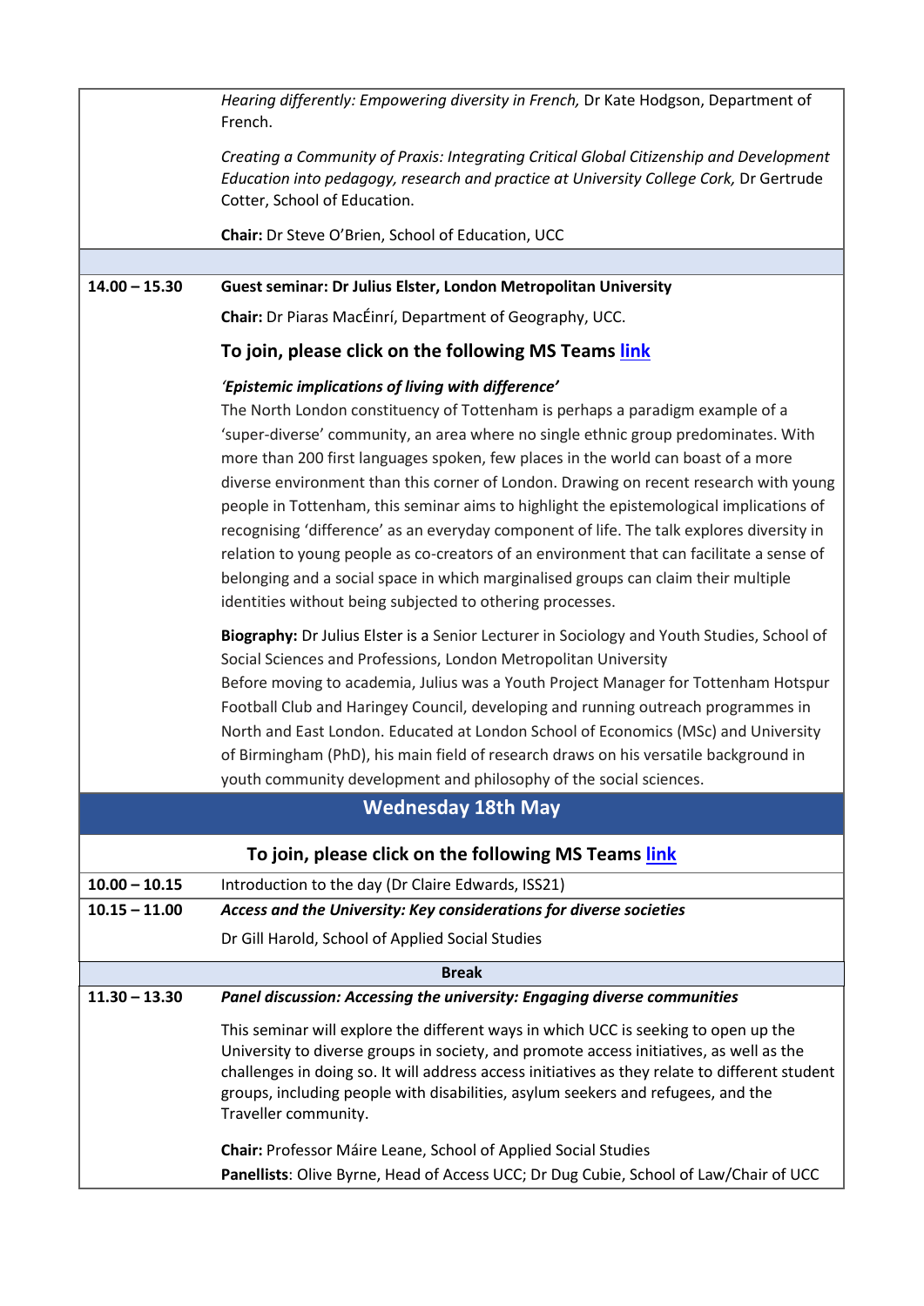| | |
|---|---|
| | *Hearing differently: Empowering diversity in French,* Dr Kate Hodgson, Department of French.<br><br>*Creating a Community of Praxis: Integrating Critical Global Citizenship and Development Education into pedagogy, research and practice at University College Cork,* Dr Gertrude Cotter, School of Education.<br><br>**Chair:** Dr Steve O'Brien, School of Education, UCC |
| | |
| **14.00 – 15.30** | **Guest seminar: Dr Julius Elster, London Metropolitan University**<br><br>**Chair:** Dr Piaras MacÉinrí, Department of Geography, UCC.<br><br>**To join, please click on the following MS Teams link**<br><br>***'Epistemic implications of living with difference'***<br>The North London constituency of Tottenham is perhaps a paradigm example of a 'super-diverse' community, an area where no single ethnic group predominates. With more than 200 first languages spoken, few places in the world can boast of a more diverse environment than this corner of London. Drawing on recent research with young people in Tottenham, this seminar aims to highlight the epistemological implications of recognising 'difference' as an everyday component of life. The talk explores diversity in relation to young people as co-creators of an environment that can facilitate a sense of belonging and a social space in which marginalised groups can claim their multiple identities without being subjected to othering processes.<br><br>**Biography:** Dr Julius Elster is a Senior Lecturer in Sociology and Youth Studies, School of Social Sciences and Professions, London Metropolitan University<br>Before moving to academia, Julius was a Youth Project Manager for Tottenham Hotspur Football Club and Haringey Council, developing and running outreach programmes in North and East London. Educated at London School of Economics (MSc) and University of Birmingham (PhD), his main field of research draws on his versatile background in youth community development and philosophy of the social sciences. |
| **Wednesday 18th May** | |
| **To join, please click on the following MS Teams link** | |
| **10.00 – 10.15** | Introduction to the day (Dr Claire Edwards, ISS21) |
| **10.15 – 11.00** | ***Access and the University: Key considerations for diverse societies***<br><br>Dr Gill Harold, School of Applied Social Studies |
| **Break** | |
| **11.30 – 13.30** | ***Panel discussion: Accessing the university: Engaging diverse communities***<br><br>This seminar will explore the different ways in which UCC is seeking to open up the University to diverse groups in society, and promote access initiatives, as well as the challenges in doing so. It will address access initiatives as they relate to different student groups, including people with disabilities, asylum seekers and refugees, and the Traveller community.<br><br>**Chair:** Professor Máire Leane, School of Applied Social Studies<br>**Panellists**: Olive Byrne, Head of Access UCC; Dr Dug Cubie, School of Law/Chair of UCC |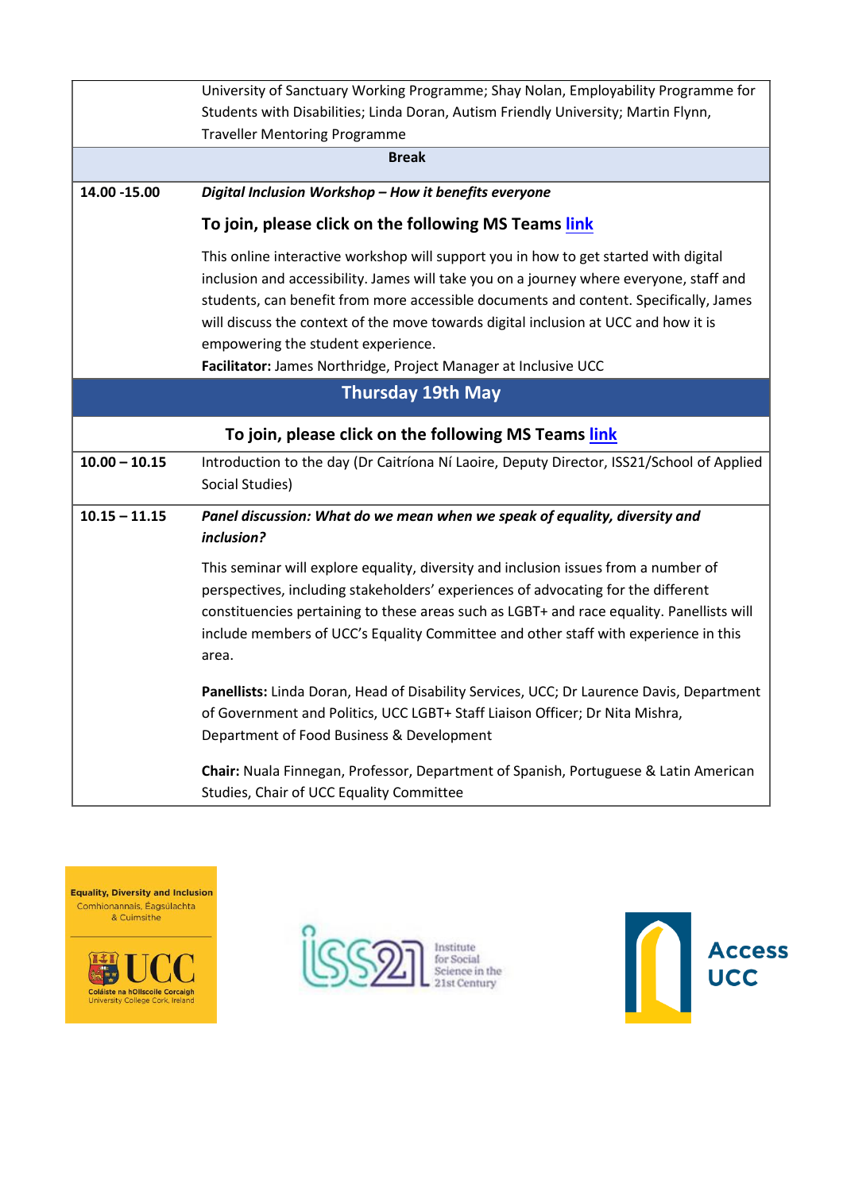| | |
|---|---|
| | University of Sanctuary Working Programme; Shay Nolan, Employability Programme for Students with Disabilities; Linda Doran, Autism Friendly University; Martin Flynn, Traveller Mentoring Programme |
| **Break** | |
| **14.00 -15.00** | ***Digital Inclusion Workshop – How it benefits everyone*** <br> **To join, please click on the following MS Teams link** <br> This online interactive workshop will support you in how to get started with digital inclusion and accessibility. James will take you on a journey where everyone, staff and students, can benefit from more accessible documents and content. Specifically, James will discuss the context of the move towards digital inclusion at UCC and how it is empowering the student experience. <br> **Facilitator:** James Northridge, Project Manager at Inclusive UCC |
| **Thursday 19th May** | |
| **To join, please click on the following MS Teams link** | |
| **10.00 – 10.15** | Introduction to the day (Dr Caitríona Ní Laoire, Deputy Director, ISS21/School of Applied Social Studies) |
| **10.15 – 11.15** | ***Panel discussion: What do we mean when we speak of equality, diversity and inclusion?*** <br> This seminar will explore equality, diversity and inclusion issues from a number of perspectives, including stakeholders' experiences of advocating for the different constituencies pertaining to these areas such as LGBT+ and race equality. Panellists will include members of UCC's Equality Committee and other staff with experience in this area. <br> **Panellists:** Linda Doran, Head of Disability Services, UCC; Dr Laurence Davis, Department of Government and Politics, UCC LGBT+ Staff Liaison Officer; Dr Nita Mishra, Department of Food Business & Development <br> **Chair:** Nuala Finnegan, Professor, Department of Spanish, Portuguese & Latin American Studies, Chair of UCC Equality Committee |

Equality, Diversity and Inclusion
Comhionannais, Éagsúlachta & Cuimsithe
UCC
Coláiste na hOllscoile Corcaigh
University College Cork, Ireland

ISS21 Institute for Social Science in the 21st Century

Access UCC